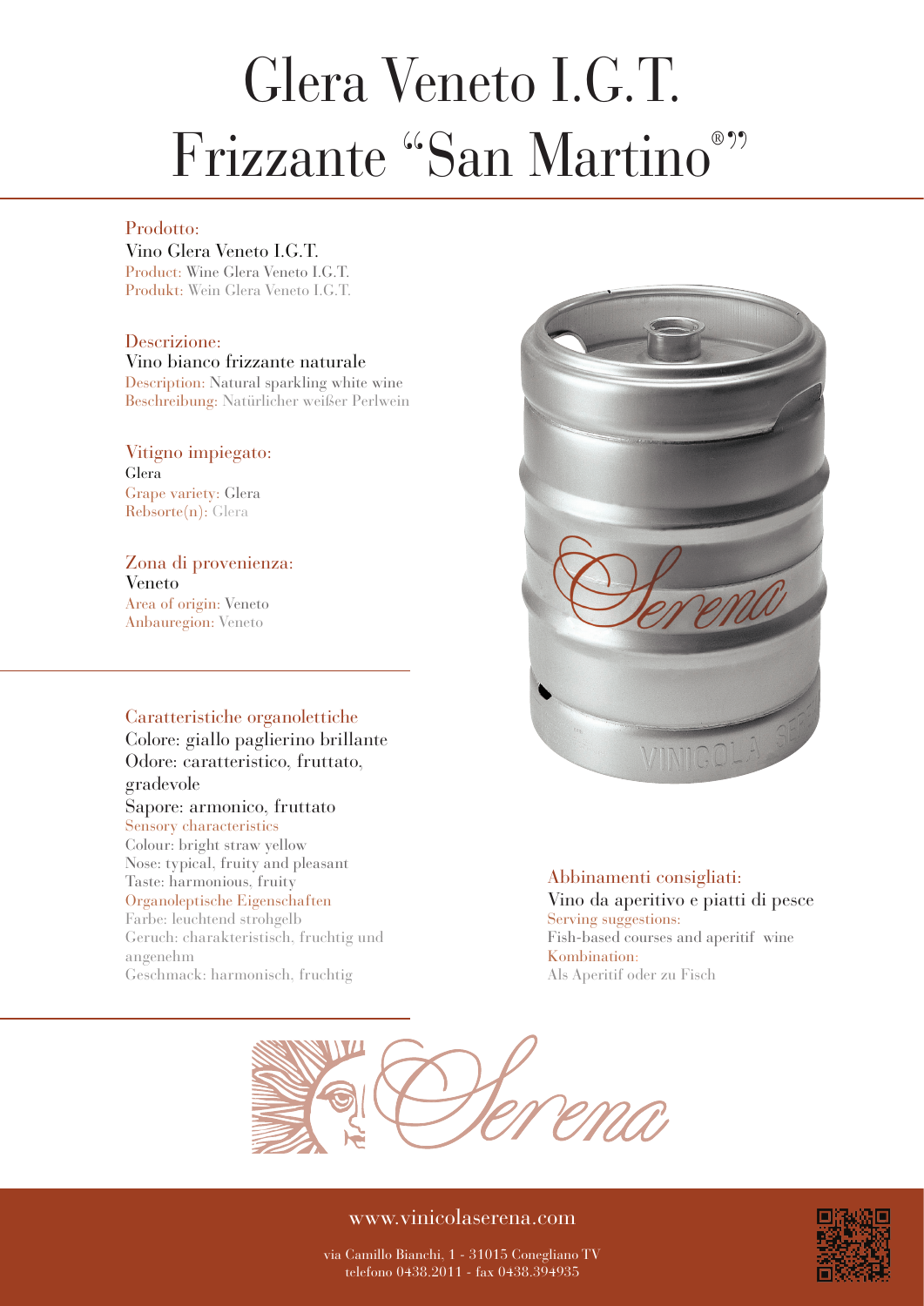# Glera Veneto I.G.T. Frizzante "San Martino®"

Prodotto:
Vino Glera Veneto I.G.T.
Product: Wine Glera Veneto I.G.T.
Produkt: Wein Glera Veneto I.G.T.

Descrizione:
Vino bianco frizzante naturale
Description: Natural sparkling white wine
Beschreibung: Natürlicher weißer Perlwein

Vitigno impiegato:
Glera
Grape variety: Glera
Rebsorte(n): Glera

Zona di provenienza:
Veneto
Area of origin: Veneto
Anbauregion: Veneto

Caratteristiche organolettiche
Colore: giallo paglierino brillante
Odore: caratteristico, fruttato, gradevole
Sapore: armonico, fruttato
Sensory characteristics
Colour: bright straw yellow
Nose: typical, fruity and pleasant
Taste: harmonious, fruity
Organoleptische Eigenschaften
Farbe: leuchtend strohgelb
Geruch: charakteristisch, fruchtig und angenehm
Geschmack: harmonisch, fruchtig

Abbinamenti consigliati:
Vino da aperitivo e piatti di pesce
Serving suggestions:
Fish-based courses and aperitif wine
Kombination:
Als Aperitif oder zu Fisch

Serena

www.vinicolaserena.com

via Camillo Bianchi, 1 - 31015 Conegliano TV
telefono 0438.2011 - fax 0438.394935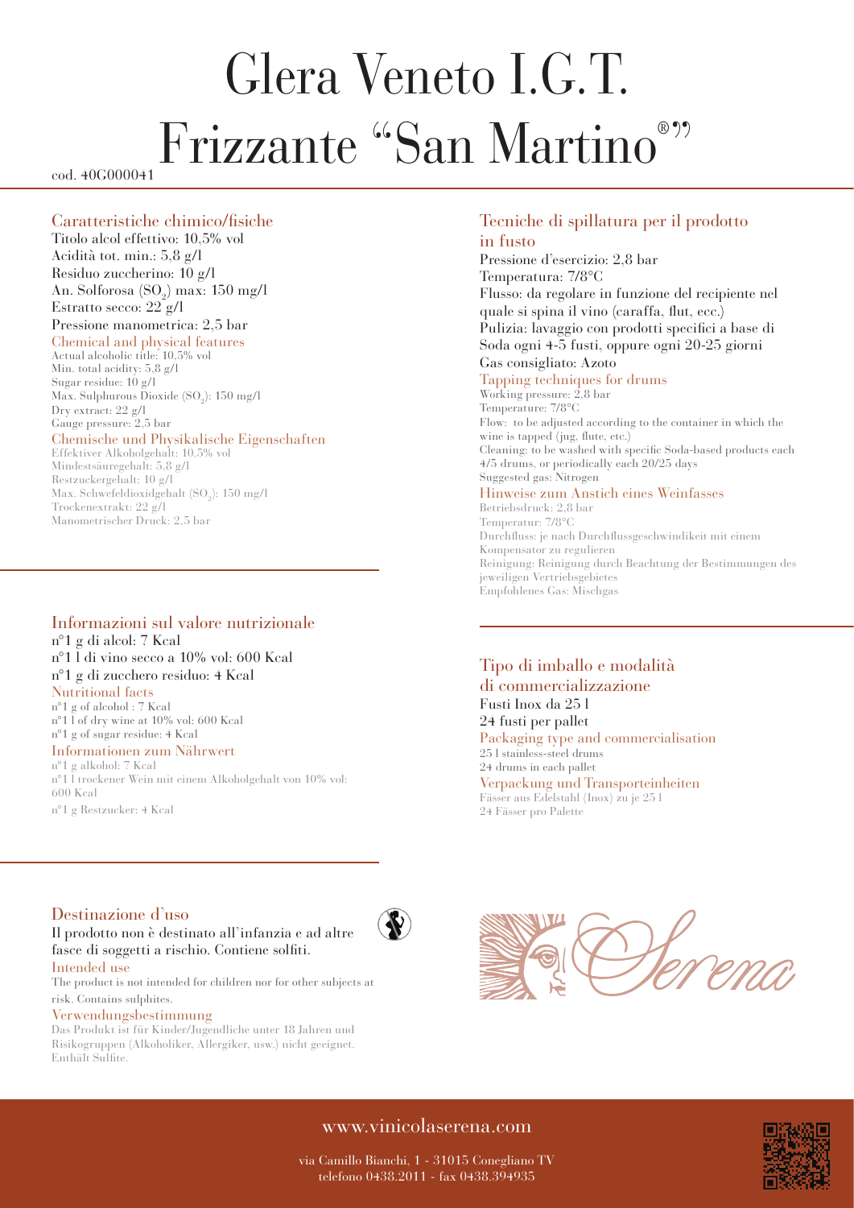# Glera Veneto I.G.T. Frizzante "San Martino®"

cod. 40G000041

## Caratteristiche chimico/fisiche

Titolo alcol effettivo: 10,5% vol
Acidità tot. min.: 5,8 g/l
Residuo zuccherino: 10 g/l
An. Solforosa ($SO_2$) max: 150 mg/l
Estratto secco: 22 g/l
Pressione manometrica: 2,5 bar

### Chemical and physical features

Actual alcoholic title: 10,5% vol
Min. total acidity: 5,8 g/l
Sugar residue: 10 g/l
Max. Sulphurous Dioxide ($SO_2$): 150 mg/l
Dry extract: 22 g/l
Gauge pressure: 2,5 bar

### Chemische und Physikalische Eigenschaften

Effektiver Alkoholgehalt: 10,5% vol
Mindestsäuregehalt: 5,8 g/l
Restzuckergehalt: 10 g/l
Max. Schwefeldioxidgehalt ($SO_2$): 150 mg/l
Trockenextrakt: 22 g/l
Manometrischer Druck: 2,5 bar

## Tecniche di spillatura per il prodotto in fusto

Pressione d'esercizio: 2,8 bar
Temperatura: 7/8°C
Flusso: da regolare in funzione del recipiente nel quale si spina il vino (caraffa, flut, ecc.)
Pulizia: lavaggio con prodotti specifici a base di Soda ogni 4-5 fusti, oppure ogni 20-25 giorni
Gas consigliato: Azoto

### Tapping techniques for drums

Working pressure: 2,8 bar
Temperature: 7/8°C
Flow: to be adjusted according to the container in which the wine is tapped (jug, flute, etc.)
Cleaning: to be washed with specific Soda-based products each 4/5 drums, or periodically each 20/25 days
Suggested gas: Nitrogen

### Hinweise zum Anstich eines Weinfasses

Betriebsdruck: 2,8 bar
Temperatur: 7/8°C
Durchfluss: je nach Durchflussgeschwindikeit mit einem Kompensator zu regulieren
Reinigung: Reinigung durch Beachtung der Bestimmungen des jeweiligen Vertriebsgebietes
Empfohlenes Gas: Mischgas

## Informazioni sul valore nutrizionale

n°1 g di alcol: 7 Kcal
n°1 l di vino secco a 10% vol: 600 Kcal
n°1 g di zucchero residuo: 4 Kcal

### Nutritional facts

n°1 g of alcohol : 7 Kcal
n°1 l of dry wine at 10% vol: 600 Kcal
n°1 g of sugar residue: 4 Kcal

### Informationen zum Nährwert

n°1 g alkohol: 7 Kcal
n°1 l trockener Wein mit einem Alkoholgehalt von 10% vol: 600 Kcal
n°1 g Restzucker: 4 Kcal

## Tipo di imballo e modalità di commercializzazione

Fusti Inox da 25 l
24 fusti per pallet

### Packaging type and commercialisation

25 l stainless-steel drums
24 drums in each pallet

### Verpackung und Transporteinheiten

Fässer aus Edelstahl (Inox) zu je 25 l
24 Fässer pro Palette

## Destinazione d'uso

Il prodotto non è destinato all'infanzia e ad altre fasce di soggetti a rischio. Contiene solfiti.

### Intended use

The product is not intended for children nor for other subjects at risk. Contains sulphites.

### Verwendungsbestimmung

Das Produkt ist für Kinder/Jugendliche unter 18 Jahren und Risikogruppen (Alkoholiker, Allergiker, usw.) nicht geeignet. Enthält Sulfite.

Serena

www.vinicolaserena.com

via Camillo Bianchi, 1 - 31015 Conegliano TV
telefono 0438.2011 - fax 0438.394935